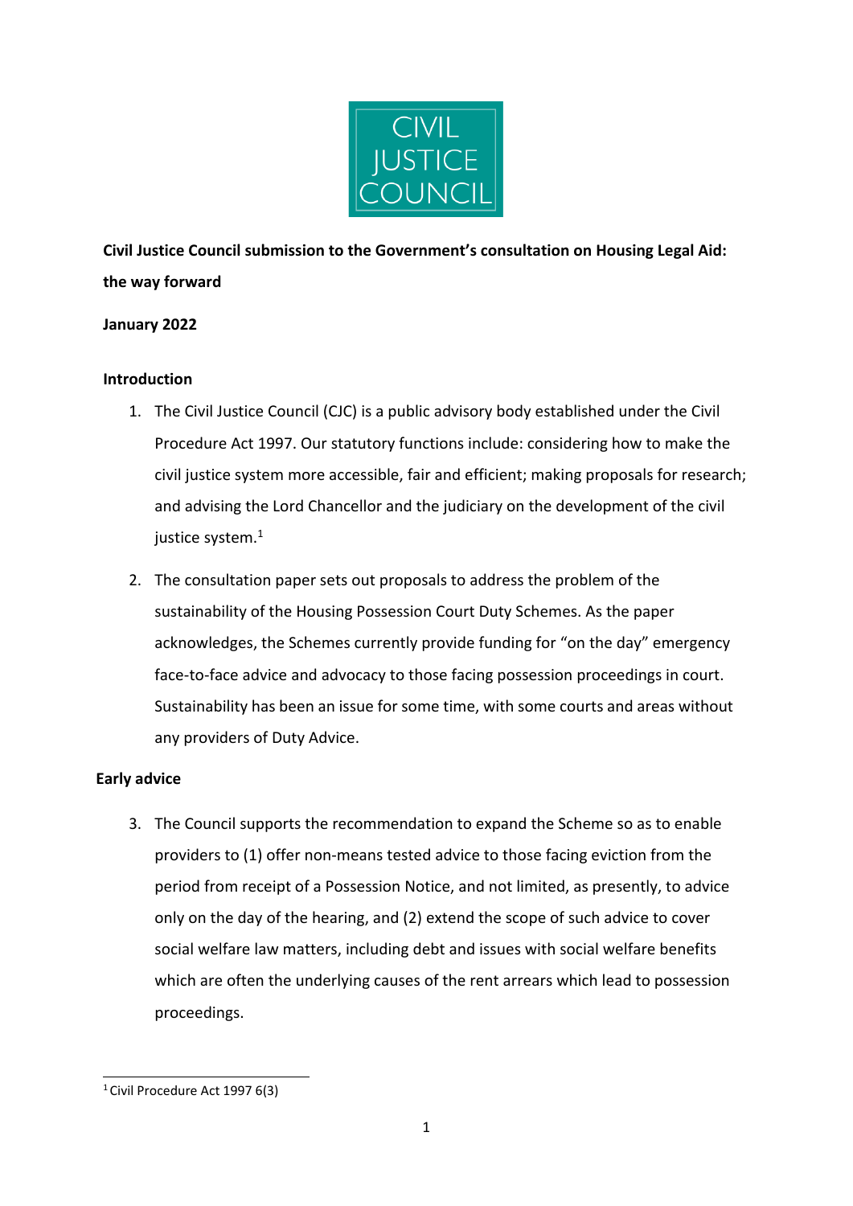CIVIL JUSTICE COUNCIL

**Civil Justice Council submission to the Government's consultation on Housing Legal Aid: the way forward**

**January 2022**

## Introduction

1. The Civil Justice Council (CJC) is a public advisory body established under the Civil Procedure Act 1997. Our statutory functions include: considering how to make the civil justice system more accessible, fair and efficient; making proposals for research; and advising the Lord Chancellor and the judiciary on the development of the civil justice system.[1]

2. The consultation paper sets out proposals to address the problem of the sustainability of the Housing Possession Court Duty Schemes. As the paper acknowledges, the Schemes currently provide funding for "on the day" emergency face-to-face advice and advocacy to those facing possession proceedings in court. Sustainability has been an issue for some time, with some courts and areas without any providers of Duty Advice.

## Early advice

3. The Council supports the recommendation to expand the Scheme so as to enable providers to (1) offer non-means tested advice to those facing eviction from the period from receipt of a Possession Notice, and not limited, as presently, to advice only on the day of the hearing, and (2) extend the scope of such advice to cover social welfare law matters, including debt and issues with social welfare benefits which are often the underlying causes of the rent arrears which lead to possession proceedings.

[1] Civil Procedure Act 1997 6(3)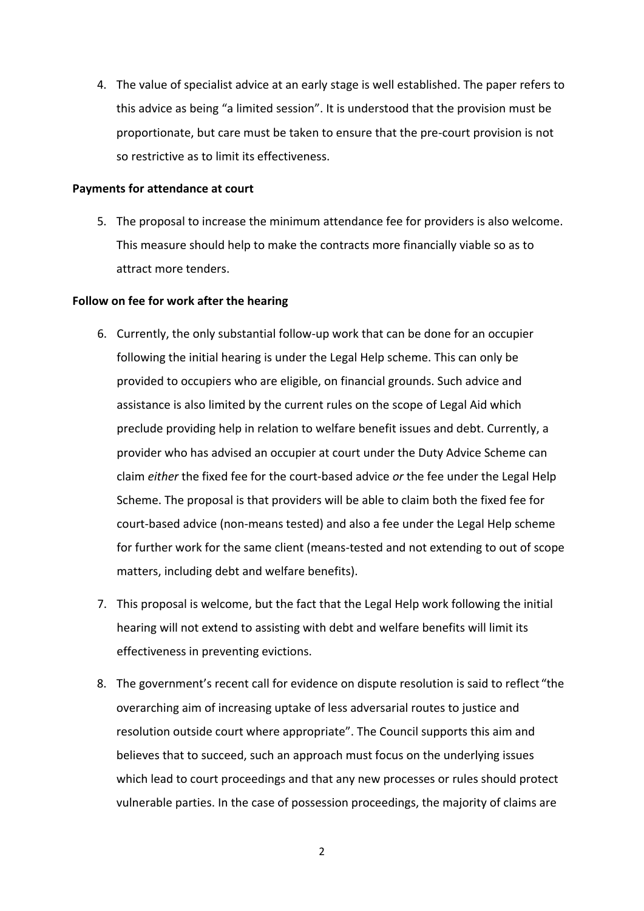4. The value of specialist advice at an early stage is well established. The paper refers to this advice as being “a limited session”. It is understood that the provision must be proportionate, but care must be taken to ensure that the pre-court provision is not so restrictive as to limit its effectiveness.

**Payments for attendance at court**

5. The proposal to increase the minimum attendance fee for providers is also welcome. This measure should help to make the contracts more financially viable so as to attract more tenders.

**Follow on fee for work after the hearing**

6. Currently, the only substantial follow-up work that can be done for an occupier following the initial hearing is under the Legal Help scheme. This can only be provided to occupiers who are eligible, on financial grounds. Such advice and assistance is also limited by the current rules on the scope of Legal Aid which preclude providing help in relation to welfare benefit issues and debt. Currently, a provider who has advised an occupier at court under the Duty Advice Scheme can claim *either* the fixed fee for the court-based advice *or* the fee under the Legal Help Scheme. The proposal is that providers will be able to claim both the fixed fee for court-based advice (non-means tested) and also a fee under the Legal Help scheme for further work for the same client (means-tested and not extending to out of scope matters, including debt and welfare benefits).

7. This proposal is welcome, but the fact that the Legal Help work following the initial hearing will not extend to assisting with debt and welfare benefits will limit its effectiveness in preventing evictions.

8. The government’s recent call for evidence on dispute resolution is said to reflect “the overarching aim of increasing uptake of less adversarial routes to justice and resolution outside court where appropriate”. The Council supports this aim and believes that to succeed, such an approach must focus on the underlying issues which lead to court proceedings and that any new processes or rules should protect vulnerable parties. In the case of possession proceedings, the majority of claims are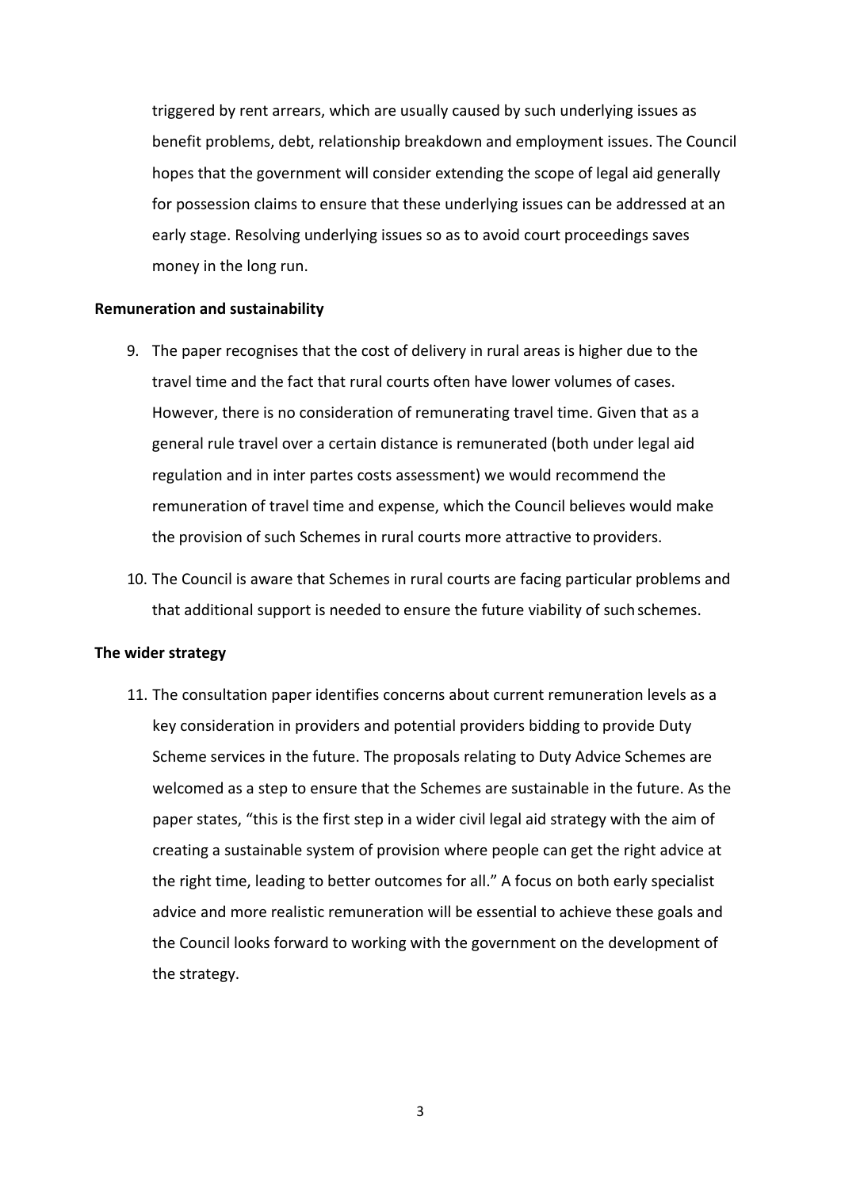triggered by rent arrears, which are usually caused by such underlying issues as benefit problems, debt, relationship breakdown and employment issues. The Council hopes that the government will consider extending the scope of legal aid generally for possession claims to ensure that these underlying issues can be addressed at an early stage. Resolving underlying issues so as to avoid court proceedings saves money in the long run.

**Remuneration and sustainability**

9. The paper recognises that the cost of delivery in rural areas is higher due to the travel time and the fact that rural courts often have lower volumes of cases. However, there is no consideration of remunerating travel time. Given that as a general rule travel over a certain distance is remunerated (both under legal aid regulation and in inter partes costs assessment) we would recommend the remuneration of travel time and expense, which the Council believes would make the provision of such Schemes in rural courts more attractive to providers.

10. The Council is aware that Schemes in rural courts are facing particular problems and that additional support is needed to ensure the future viability of such schemes.

**The wider strategy**

11. The consultation paper identifies concerns about current remuneration levels as a key consideration in providers and potential providers bidding to provide Duty Scheme services in the future. The proposals relating to Duty Advice Schemes are welcomed as a step to ensure that the Schemes are sustainable in the future. As the paper states, "this is the first step in a wider civil legal aid strategy with the aim of creating a sustainable system of provision where people can get the right advice at the right time, leading to better outcomes for all." A focus on both early specialist advice and more realistic remuneration will be essential to achieve these goals and the Council looks forward to working with the government on the development of the strategy.